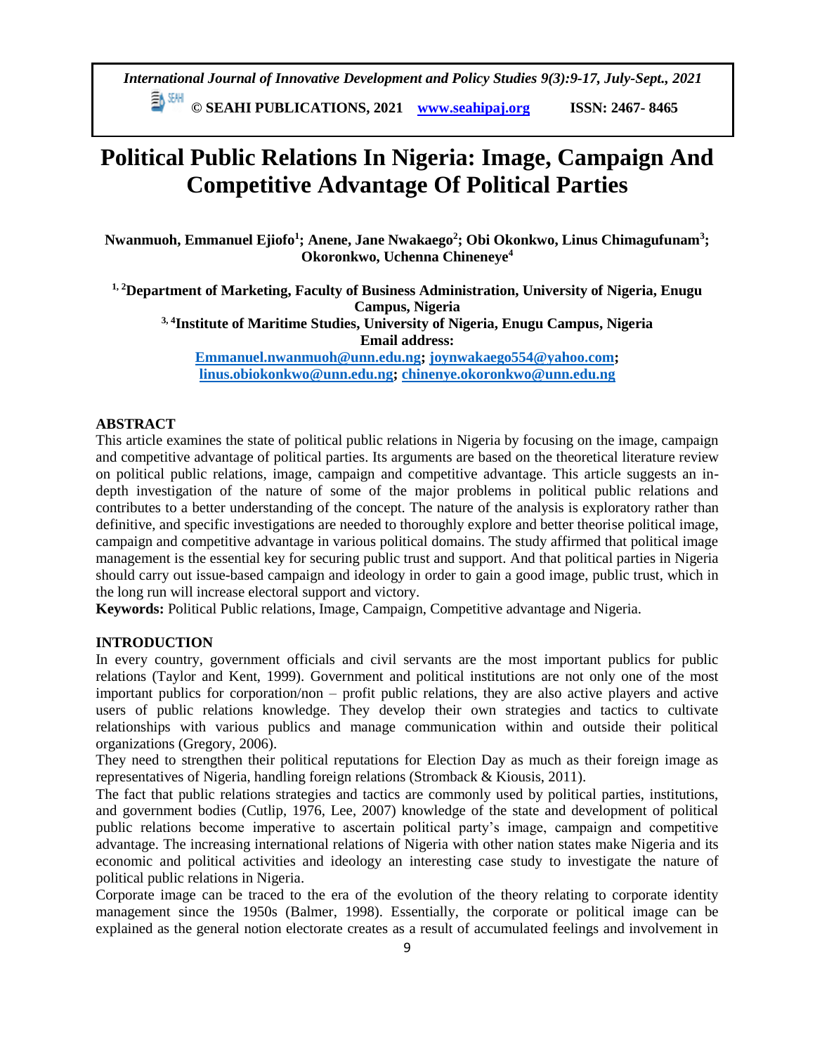# Political Public Relations In Nigeria: Image, Campaign And Competitive Advantage Of Political Parties

**Nwanmuoh, Emmanuel Ejiofo[1]; Anene, Jane Nwakaego[2]; Obi Okonkwo, Linus Chimagufunam[3]; Okoronkwo, Uchenna Chineneye[4]**

**[1, 2]Department of Marketing, Faculty of Business Administration, University of Nigeria, Enugu Campus, Nigeria**
**[3, 4]Institute of Maritime Studies, University of Nigeria, Enugu Campus, Nigeria**
**Email address:**
**Emmanuel.nwanmuoh@unn.edu.ng; joynwakaego554@yahoo.com; linus.obiokonkwo@unn.edu.ng; chinenye.okoronkwo@unn.edu.ng**

## ABSTRACT

This article examines the state of political public relations in Nigeria by focusing on the image, campaign and competitive advantage of political parties. Its arguments are based on the theoretical literature review on political public relations, image, campaign and competitive advantage. This article suggests an in-depth investigation of the nature of some of the major problems in political public relations and contributes to a better understanding of the concept. The nature of the analysis is exploratory rather than definitive, and specific investigations are needed to thoroughly explore and better theorise political image, campaign and competitive advantage in various political domains. The study affirmed that political image management is the essential key for securing public trust and support. And that political parties in Nigeria should carry out issue-based campaign and ideology in order to gain a good image, public trust, which in the long run will increase electoral support and victory.

**Keywords:** Political Public relations, Image, Campaign, Competitive advantage and Nigeria.

## INTRODUCTION

In every country, government officials and civil servants are the most important publics for public relations (Taylor and Kent, 1999). Government and political institutions are not only one of the most important publics for corporation/non – profit public relations, they are also active players and active users of public relations knowledge. They develop their own strategies and tactics to cultivate relationships with various publics and manage communication within and outside their political organizations (Gregory, 2006).

They need to strengthen their political reputations for Election Day as much as their foreign image as representatives of Nigeria, handling foreign relations (Stromback & Kiousis, 2011).

The fact that public relations strategies and tactics are commonly used by political parties, institutions, and government bodies (Cutlip, 1976, Lee, 2007) knowledge of the state and development of political public relations become imperative to ascertain political party's image, campaign and competitive advantage. The increasing international relations of Nigeria with other nation states make Nigeria and its economic and political activities and ideology an interesting case study to investigate the nature of political public relations in Nigeria.

Corporate image can be traced to the era of the evolution of the theory relating to corporate identity management since the 1950s (Balmer, 1998). Essentially, the corporate or political image can be explained as the general notion electorate creates as a result of accumulated feelings and involvement in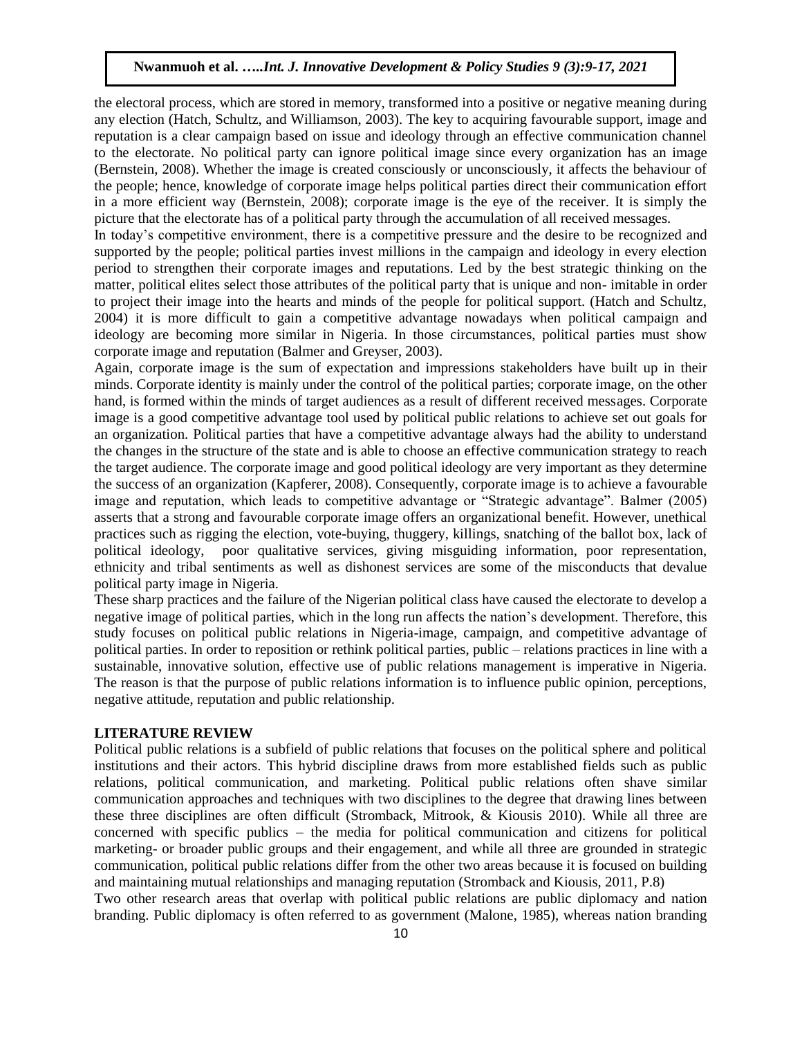the electoral process, which are stored in memory, transformed into a positive or negative meaning during any election (Hatch, Schultz, and Williamson, 2003). The key to acquiring favourable support, image and reputation is a clear campaign based on issue and ideology through an effective communication channel to the electorate. No political party can ignore political image since every organization has an image (Bernstein, 2008). Whether the image is created consciously or unconsciously, it affects the behaviour of the people; hence, knowledge of corporate image helps political parties direct their communication effort in a more efficient way (Bernstein, 2008); corporate image is the eye of the receiver. It is simply the picture that the electorate has of a political party through the accumulation of all received messages.

In today's competitive environment, there is a competitive pressure and the desire to be recognized and supported by the people; political parties invest millions in the campaign and ideology in every election period to strengthen their corporate images and reputations. Led by the best strategic thinking on the matter, political elites select those attributes of the political party that is unique and non- imitable in order to project their image into the hearts and minds of the people for political support. (Hatch and Schultz, 2004) it is more difficult to gain a competitive advantage nowadays when political campaign and ideology are becoming more similar in Nigeria. In those circumstances, political parties must show corporate image and reputation (Balmer and Greyser, 2003).

Again, corporate image is the sum of expectation and impressions stakeholders have built up in their minds. Corporate identity is mainly under the control of the political parties; corporate image, on the other hand, is formed within the minds of target audiences as a result of different received messages. Corporate image is a good competitive advantage tool used by political public relations to achieve set out goals for an organization. Political parties that have a competitive advantage always had the ability to understand the changes in the structure of the state and is able to choose an effective communication strategy to reach the target audience. The corporate image and good political ideology are very important as they determine the success of an organization (Kapferer, 2008). Consequently, corporate image is to achieve a favourable image and reputation, which leads to competitive advantage or "Strategic advantage". Balmer (2005) asserts that a strong and favourable corporate image offers an organizational benefit. However, unethical practices such as rigging the election, vote-buying, thuggery, killings, snatching of the ballot box, lack of political ideology, poor qualitative services, giving misguiding information, poor representation, ethnicity and tribal sentiments as well as dishonest services are some of the misconducts that devalue political party image in Nigeria.

These sharp practices and the failure of the Nigerian political class have caused the electorate to develop a negative image of political parties, which in the long run affects the nation's development. Therefore, this study focuses on political public relations in Nigeria-image, campaign, and competitive advantage of political parties. In order to reposition or rethink political parties, public – relations practices in line with a sustainable, innovative solution, effective use of public relations management is imperative in Nigeria. The reason is that the purpose of public relations information is to influence public opinion, perceptions, negative attitude, reputation and public relationship.

## LITERATURE REVIEW

Political public relations is a subfield of public relations that focuses on the political sphere and political institutions and their actors. This hybrid discipline draws from more established fields such as public relations, political communication, and marketing. Political public relations often shave similar communication approaches and techniques with two disciplines to the degree that drawing lines between these three disciplines are often difficult (Stromback, Mitrook, & Kiousis 2010). While all three are concerned with specific publics – the media for political communication and citizens for political marketing- or broader public groups and their engagement, and while all three are grounded in strategic communication, political public relations differ from the other two areas because it is focused on building and maintaining mutual relationships and managing reputation (Stromback and Kiousis, 2011, P.8)

Two other research areas that overlap with political public relations are public diplomacy and nation branding. Public diplomacy is often referred to as government (Malone, 1985), whereas nation branding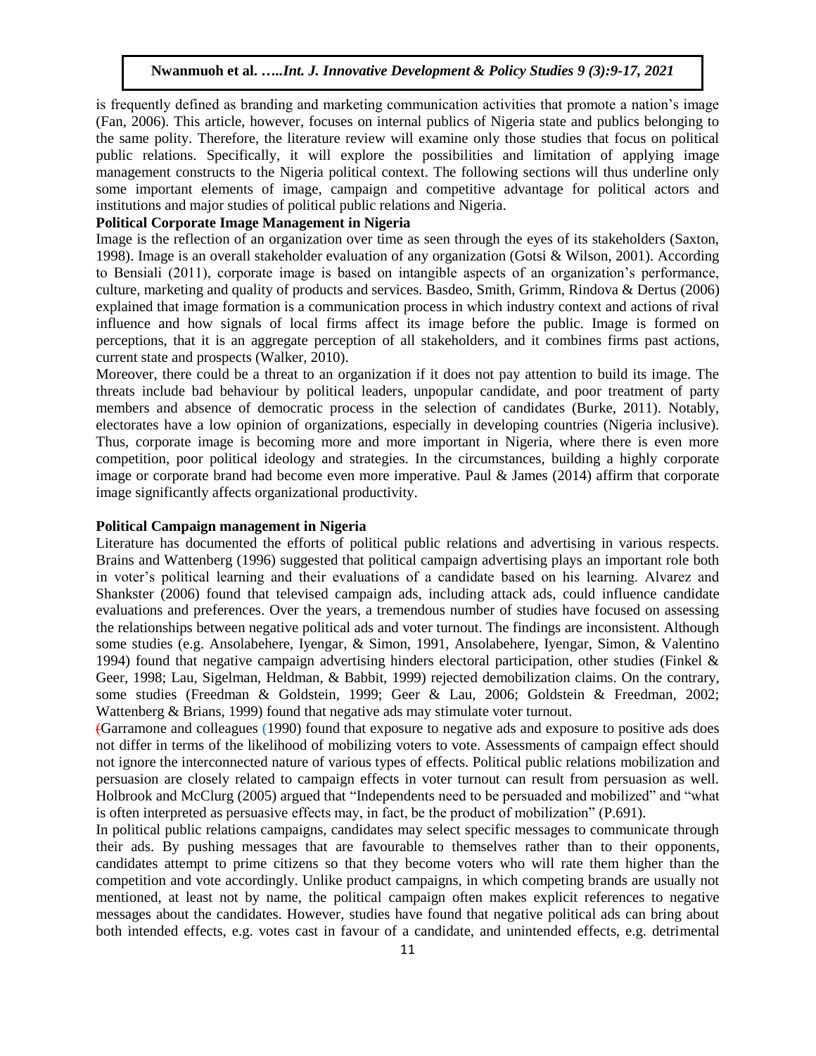is frequently defined as branding and marketing communication activities that promote a nation's image (Fan, 2006). This article, however, focuses on internal publics of Nigeria state and publics belonging to the same polity. Therefore, the literature review will examine only those studies that focus on political public relations. Specifically, it will explore the possibilities and limitation of applying image management constructs to the Nigeria political context. The following sections will thus underline only some important elements of image, campaign and competitive advantage for political actors and institutions and major studies of political public relations and Nigeria.

**Political Corporate Image Management in Nigeria**

Image is the reflection of an organization over time as seen through the eyes of its stakeholders (Saxton, 1998). Image is an overall stakeholder evaluation of any organization (Gotsi & Wilson, 2001). According to Bensiali (2011), corporate image is based on intangible aspects of an organization's performance, culture, marketing and quality of products and services. Basdeo, Smith, Grimm, Rindova & Dertus (2006) explained that image formation is a communication process in which industry context and actions of rival influence and how signals of local firms affect its image before the public. Image is formed on perceptions, that it is an aggregate perception of all stakeholders, and it combines firms past actions, current state and prospects (Walker, 2010).

Moreover, there could be a threat to an organization if it does not pay attention to build its image. The threats include bad behaviour by political leaders, unpopular candidate, and poor treatment of party members and absence of democratic process in the selection of candidates (Burke, 2011). Notably, electorates have a low opinion of organizations, especially in developing countries (Nigeria inclusive). Thus, corporate image is becoming more and more important in Nigeria, where there is even more competition, poor political ideology and strategies. In the circumstances, building a highly corporate image or corporate brand had become even more imperative. Paul & James (2014) affirm that corporate image significantly affects organizational productivity.

**Political Campaign management in Nigeria**

Literature has documented the efforts of political public relations and advertising in various respects. Brains and Wattenberg (1996) suggested that political campaign advertising plays an important role both in voter's political learning and their evaluations of a candidate based on his learning. Alvarez and Shankster (2006) found that televised campaign ads, including attack ads, could influence candidate evaluations and preferences. Over the years, a tremendous number of studies have focused on assessing the relationships between negative political ads and voter turnout. The findings are inconsistent. Although some studies (e.g. Ansolabehere, Iyengar, & Simon, 1991, Ansolabehere, Iyengar, Simon, & Valentino 1994) found that negative campaign advertising hinders electoral participation, other studies (Finkel & Geer, 1998; Lau, Sigelman, Heldman, & Babbit, 1999) rejected demobilization claims. On the contrary, some studies (Freedman & Goldstein, 1999; Geer & Lau, 2006; Goldstein & Freedman, 2002; Wattenberg & Brians, 1999) found that negative ads may stimulate voter turnout.

(Garramone and colleagues (1990) found that exposure to negative ads and exposure to positive ads does not differ in terms of the likelihood of mobilizing voters to vote. Assessments of campaign effect should not ignore the interconnected nature of various types of effects. Political public relations mobilization and persuasion are closely related to campaign effects in voter turnout can result from persuasion as well. Holbrook and McClurg (2005) argued that "Independents need to be persuaded and mobilized" and "what is often interpreted as persuasive effects may, in fact, be the product of mobilization" (P.691).

In political public relations campaigns, candidates may select specific messages to communicate through their ads. By pushing messages that are favourable to themselves rather than to their opponents, candidates attempt to prime citizens so that they become voters who will rate them higher than the competition and vote accordingly. Unlike product campaigns, in which competing brands are usually not mentioned, at least not by name, the political campaign often makes explicit references to negative messages about the candidates. However, studies have found that negative political ads can bring about both intended effects, e.g. votes cast in favour of a candidate, and unintended effects, e.g. detrimental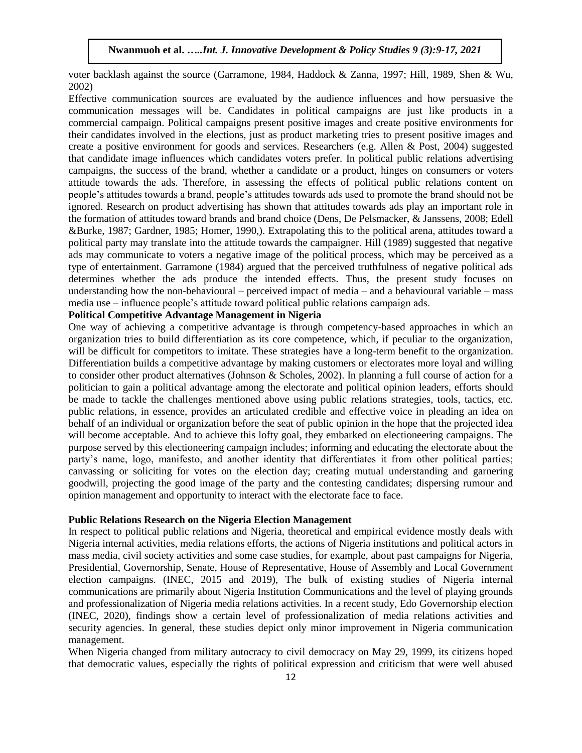voter backlash against the source (Garramone, 1984, Haddock & Zanna, 1997; Hill, 1989, Shen & Wu, 2002)

Effective communication sources are evaluated by the audience influences and how persuasive the communication messages will be. Candidates in political campaigns are just like products in a commercial campaign. Political campaigns present positive images and create positive environments for their candidates involved in the elections, just as product marketing tries to present positive images and create a positive environment for goods and services. Researchers (e.g. Allen & Post, 2004) suggested that candidate image influences which candidates voters prefer. In political public relations advertising campaigns, the success of the brand, whether a candidate or a product, hinges on consumers or voters attitude towards the ads. Therefore, in assessing the effects of political public relations content on people's attitudes towards a brand, people's attitudes towards ads used to promote the brand should not be ignored. Research on product advertising has shown that attitudes towards ads play an important role in the formation of attitudes toward brands and brand choice (Dens, De Pelsmacker, & Janssens, 2008; Edell &Burke, 1987; Gardner, 1985; Homer, 1990,). Extrapolating this to the political arena, attitudes toward a political party may translate into the attitude towards the campaigner. Hill (1989) suggested that negative ads may communicate to voters a negative image of the political process, which may be perceived as a type of entertainment. Garramone (1984) argued that the perceived truthfulness of negative political ads determines whether the ads produce the intended effects. Thus, the present study focuses on understanding how the non-behavioural – perceived impact of media – and a behavioural variable – mass media use – influence people's attitude toward political public relations campaign ads.

**Political Competitive Advantage Management in Nigeria**

One way of achieving a competitive advantage is through competency-based approaches in which an organization tries to build differentiation as its core competence, which, if peculiar to the organization, will be difficult for competitors to imitate. These strategies have a long-term benefit to the organization. Differentiation builds a competitive advantage by making customers or electorates more loyal and willing to consider other product alternatives (Johnson & Scholes, 2002). In planning a full course of action for a politician to gain a political advantage among the electorate and political opinion leaders, efforts should be made to tackle the challenges mentioned above using public relations strategies, tools, tactics, etc. public relations, in essence, provides an articulated credible and effective voice in pleading an idea on behalf of an individual or organization before the seat of public opinion in the hope that the projected idea will become acceptable. And to achieve this lofty goal, they embarked on electioneering campaigns. The purpose served by this electioneering campaign includes; informing and educating the electorate about the party's name, logo, manifesto, and another identity that differentiates it from other political parties; canvassing or soliciting for votes on the election day; creating mutual understanding and garnering goodwill, projecting the good image of the party and the contesting candidates; dispersing rumour and opinion management and opportunity to interact with the electorate face to face.

**Public Relations Research on the Nigeria Election Management**

In respect to political public relations and Nigeria, theoretical and empirical evidence mostly deals with Nigeria internal activities, media relations efforts, the actions of Nigeria institutions and political actors in mass media, civil society activities and some case studies, for example, about past campaigns for Nigeria, Presidential, Governorship, Senate, House of Representative, House of Assembly and Local Government election campaigns. (INEC, 2015 and 2019), The bulk of existing studies of Nigeria internal communications are primarily about Nigeria Institution Communications and the level of playing grounds and professionalization of Nigeria media relations activities. In a recent study, Edo Governorship election (INEC, 2020), findings show a certain level of professionalization of media relations activities and security agencies. In general, these studies depict only minor improvement in Nigeria communication management.

When Nigeria changed from military autocracy to civil democracy on May 29, 1999, its citizens hoped that democratic values, especially the rights of political expression and criticism that were well abused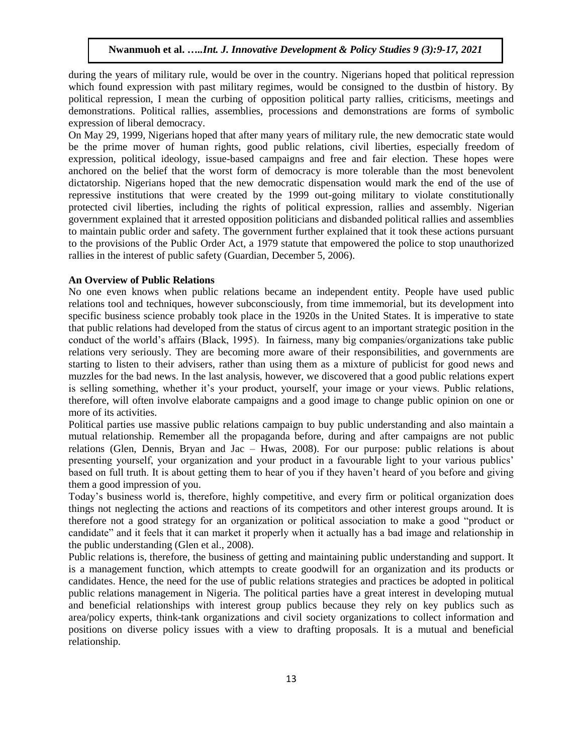during the years of military rule, would be over in the country. Nigerians hoped that political repression which found expression with past military regimes, would be consigned to the dustbin of history. By political repression, I mean the curbing of opposition political party rallies, criticisms, meetings and demonstrations. Political rallies, assemblies, processions and demonstrations are forms of symbolic expression of liberal democracy.

On May 29, 1999, Nigerians hoped that after many years of military rule, the new democratic state would be the prime mover of human rights, good public relations, civil liberties, especially freedom of expression, political ideology, issue-based campaigns and free and fair election. These hopes were anchored on the belief that the worst form of democracy is more tolerable than the most benevolent dictatorship. Nigerians hoped that the new democratic dispensation would mark the end of the use of repressive institutions that were created by the 1999 out-going military to violate constitutionally protected civil liberties, including the rights of political expression, rallies and assembly. Nigerian government explained that it arrested opposition politicians and disbanded political rallies and assemblies to maintain public order and safety. The government further explained that it took these actions pursuant to the provisions of the Public Order Act, a 1979 statute that empowered the police to stop unauthorized rallies in the interest of public safety (Guardian, December 5, 2006).

**An Overview of Public Relations**

No one even knows when public relations became an independent entity. People have used public relations tool and techniques, however subconsciously, from time immemorial, but its development into specific business science probably took place in the 1920s in the United States. It is imperative to state that public relations had developed from the status of circus agent to an important strategic position in the conduct of the world's affairs (Black, 1995). In fairness, many big companies/organizations take public relations very seriously. They are becoming more aware of their responsibilities, and governments are starting to listen to their advisers, rather than using them as a mixture of publicist for good news and muzzles for the bad news. In the last analysis, however, we discovered that a good public relations expert is selling something, whether it's your product, yourself, your image or your views. Public relations, therefore, will often involve elaborate campaigns and a good image to change public opinion on one or more of its activities.

Political parties use massive public relations campaign to buy public understanding and also maintain a mutual relationship. Remember all the propaganda before, during and after campaigns are not public relations (Glen, Dennis, Bryan and Jac – Hwas, 2008). For our purpose: public relations is about presenting yourself, your organization and your product in a favourable light to your various publics' based on full truth. It is about getting them to hear of you if they haven't heard of you before and giving them a good impression of you.

Today's business world is, therefore, highly competitive, and every firm or political organization does things not neglecting the actions and reactions of its competitors and other interest groups around. It is therefore not a good strategy for an organization or political association to make a good "product or candidate" and it feels that it can market it properly when it actually has a bad image and relationship in the public understanding (Glen et al., 2008).

Public relations is, therefore, the business of getting and maintaining public understanding and support. It is a management function, which attempts to create goodwill for an organization and its products or candidates. Hence, the need for the use of public relations strategies and practices be adopted in political public relations management in Nigeria. The political parties have a great interest in developing mutual and beneficial relationships with interest group publics because they rely on key publics such as area/policy experts, think-tank organizations and civil society organizations to collect information and positions on diverse policy issues with a view to drafting proposals. It is a mutual and beneficial relationship.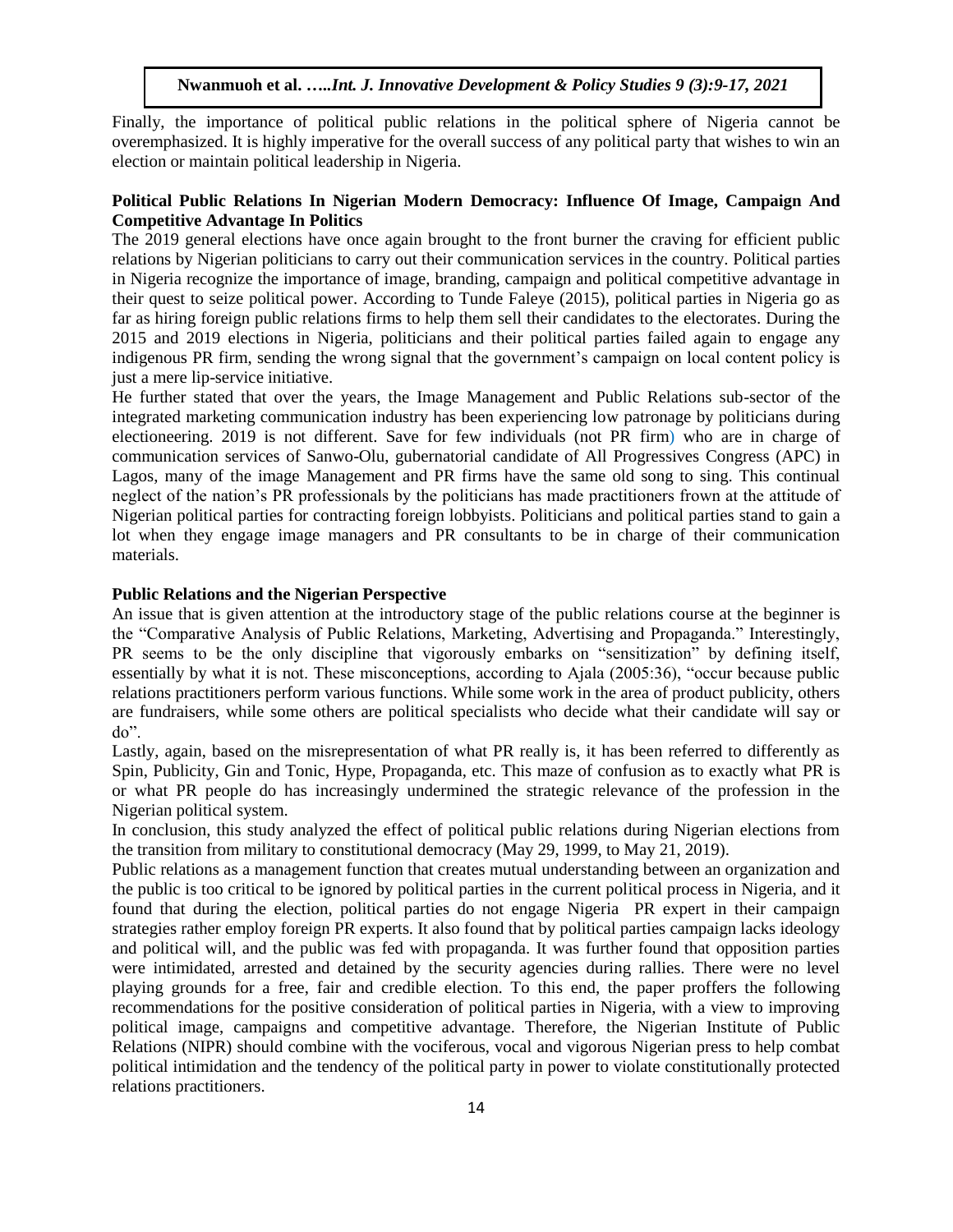Finally, the importance of political public relations in the political sphere of Nigeria cannot be overemphasized. It is highly imperative for the overall success of any political party that wishes to win an election or maintain political leadership in Nigeria.

**Political Public Relations In Nigerian Modern Democracy: Influence Of Image, Campaign And Competitive Advantage In Politics**

The 2019 general elections have once again brought to the front burner the craving for efficient public relations by Nigerian politicians to carry out their communication services in the country. Political parties in Nigeria recognize the importance of image, branding, campaign and political competitive advantage in their quest to seize political power. According to Tunde Faleye (2015), political parties in Nigeria go as far as hiring foreign public relations firms to help them sell their candidates to the electorates. During the 2015 and 2019 elections in Nigeria, politicians and their political parties failed again to engage any indigenous PR firm, sending the wrong signal that the government's campaign on local content policy is just a mere lip-service initiative.

He further stated that over the years, the Image Management and Public Relations sub-sector of the integrated marketing communication industry has been experiencing low patronage by politicians during electioneering. 2019 is not different. Save for few individuals (not PR firm) who are in charge of communication services of Sanwo-Olu, gubernatorial candidate of All Progressives Congress (APC) in Lagos, many of the image Management and PR firms have the same old song to sing. This continual neglect of the nation's PR professionals by the politicians has made practitioners frown at the attitude of Nigerian political parties for contracting foreign lobbyists. Politicians and political parties stand to gain a lot when they engage image managers and PR consultants to be in charge of their communication materials.

**Public Relations and the Nigerian Perspective**

An issue that is given attention at the introductory stage of the public relations course at the beginner is the "Comparative Analysis of Public Relations, Marketing, Advertising and Propaganda." Interestingly, PR seems to be the only discipline that vigorously embarks on "sensitization" by defining itself, essentially by what it is not. These misconceptions, according to Ajala (2005:36), "occur because public relations practitioners perform various functions. While some work in the area of product publicity, others are fundraisers, while some others are political specialists who decide what their candidate will say or do".

Lastly, again, based on the misrepresentation of what PR really is, it has been referred to differently as Spin, Publicity, Gin and Tonic, Hype, Propaganda, etc. This maze of confusion as to exactly what PR is or what PR people do has increasingly undermined the strategic relevance of the profession in the Nigerian political system.

In conclusion, this study analyzed the effect of political public relations during Nigerian elections from the transition from military to constitutional democracy (May 29, 1999, to May 21, 2019).

Public relations as a management function that creates mutual understanding between an organization and the public is too critical to be ignored by political parties in the current political process in Nigeria, and it found that during the election, political parties do not engage Nigeria PR expert in their campaign strategies rather employ foreign PR experts. It also found that by political parties campaign lacks ideology and political will, and the public was fed with propaganda. It was further found that opposition parties were intimidated, arrested and detained by the security agencies during rallies. There were no level playing grounds for a free, fair and credible election. To this end, the paper proffers the following recommendations for the positive consideration of political parties in Nigeria, with a view to improving political image, campaigns and competitive advantage. Therefore, the Nigerian Institute of Public Relations (NIPR) should combine with the vociferous, vocal and vigorous Nigerian press to help combat political intimidation and the tendency of the political party in power to violate constitutionally protected relations practitioners.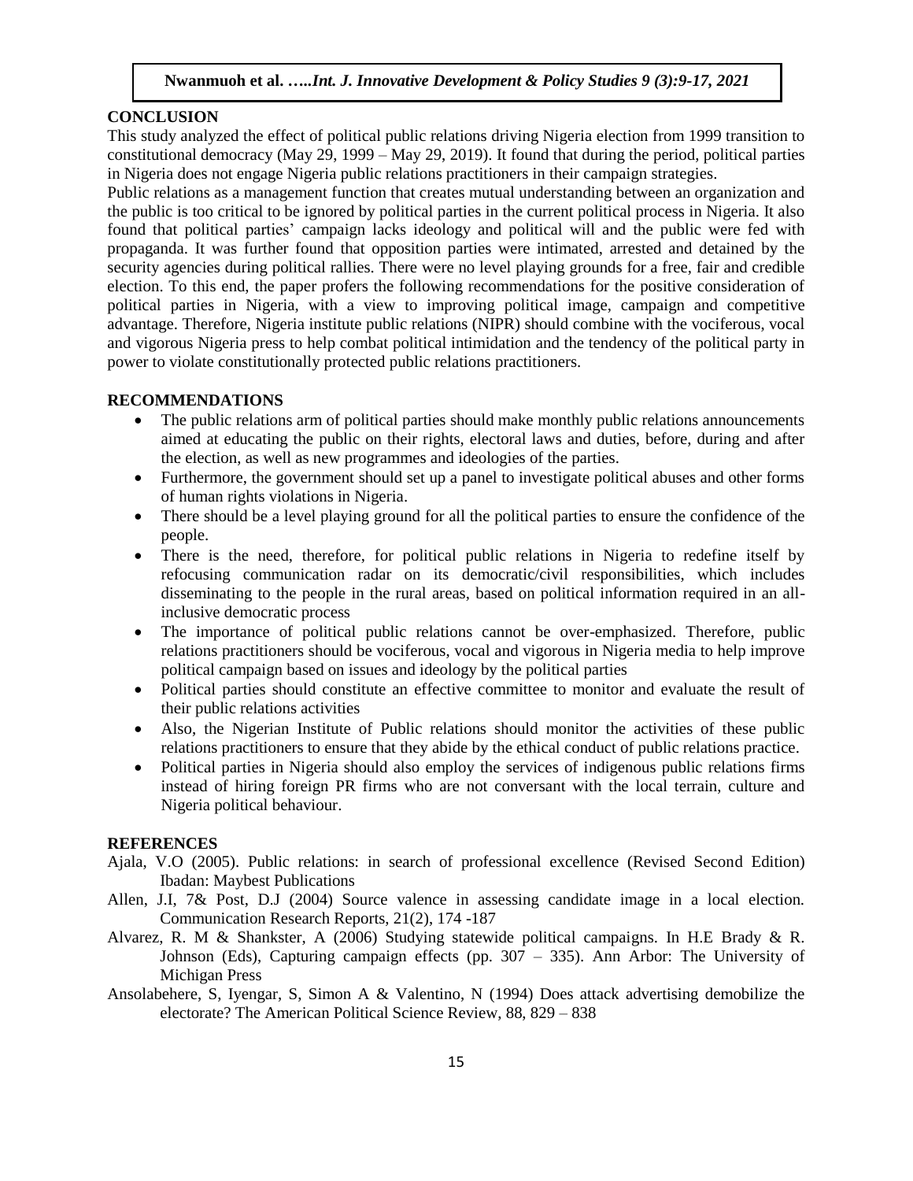## CONCLUSION

This study analyzed the effect of political public relations driving Nigeria election from 1999 transition to constitutional democracy (May 29, 1999 – May 29, 2019). It found that during the period, political parties in Nigeria does not engage Nigeria public relations practitioners in their campaign strategies.

Public relations as a management function that creates mutual understanding between an organization and the public is too critical to be ignored by political parties in the current political process in Nigeria. It also found that political parties' campaign lacks ideology and political will and the public were fed with propaganda. It was further found that opposition parties were intimated, arrested and detained by the security agencies during political rallies. There were no level playing grounds for a free, fair and credible election. To this end, the paper profers the following recommendations for the positive consideration of political parties in Nigeria, with a view to improving political image, campaign and competitive advantage. Therefore, Nigeria institute public relations (NIPR) should combine with the vociferous, vocal and vigorous Nigeria press to help combat political intimidation and the tendency of the political party in power to violate constitutionally protected public relations practitioners.

## RECOMMENDATIONS

- The public relations arm of political parties should make monthly public relations announcements aimed at educating the public on their rights, electoral laws and duties, before, during and after the election, as well as new programmes and ideologies of the parties.
- Furthermore, the government should set up a panel to investigate political abuses and other forms of human rights violations in Nigeria.
- There should be a level playing ground for all the political parties to ensure the confidence of the people.
- There is the need, therefore, for political public relations in Nigeria to redefine itself by refocusing communication radar on its democratic/civil responsibilities, which includes disseminating to the people in the rural areas, based on political information required in an all-inclusive democratic process
- The importance of political public relations cannot be over-emphasized. Therefore, public relations practitioners should be vociferous, vocal and vigorous in Nigeria media to help improve political campaign based on issues and ideology by the political parties
- Political parties should constitute an effective committee to monitor and evaluate the result of their public relations activities
- Also, the Nigerian Institute of Public relations should monitor the activities of these public relations practitioners to ensure that they abide by the ethical conduct of public relations practice.
- Political parties in Nigeria should also employ the services of indigenous public relations firms instead of hiring foreign PR firms who are not conversant with the local terrain, culture and Nigeria political behaviour.

## REFERENCES

Ajala, V.O (2005). Public relations: in search of professional excellence (Revised Second Edition) Ibadan: Maybest Publications

Allen, J.I, 7& Post, D.J (2004) Source valence in assessing candidate image in a local election. Communication Research Reports, 21(2), 174 -187

Alvarez, R. M & Shankster, A (2006) Studying statewide political campaigns. In H.E Brady & R. Johnson (Eds), Capturing campaign effects (pp. 307 – 335). Ann Arbor: The University of Michigan Press

Ansolabehere, S, Iyengar, S, Simon A & Valentino, N (1994) Does attack advertising demobilize the electorate? The American Political Science Review, 88, 829 – 838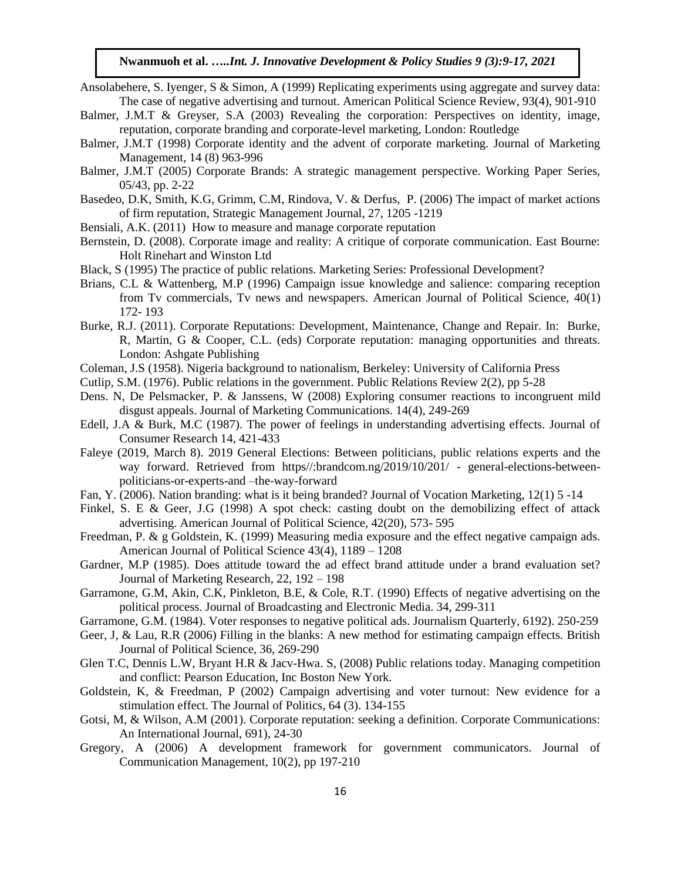Ansolabehere, S. Iyenger, S & Simon, A (1999) Replicating experiments using aggregate and survey data: The case of negative advertising and turnout. American Political Science Review, 93(4), 901-910

Balmer, J.M.T & Greyser, S.A (2003) Revealing the corporation: Perspectives on identity, image, reputation, corporate branding and corporate-level marketing, London: Routledge

Balmer, J.M.T (1998) Corporate identity and the advent of corporate marketing. Journal of Marketing Management, 14 (8) 963-996

Balmer, J.M.T (2005) Corporate Brands: A strategic management perspective. Working Paper Series, 05/43, pp. 2-22

Basedeo, D.K, Smith, K.G, Grimm, C.M, Rindova, V. & Derfus, P. (2006) The impact of market actions of firm reputation, Strategic Management Journal, 27, 1205 -1219

Bensiali, A.K. (2011) How to measure and manage corporate reputation

Bernstein, D. (2008). Corporate image and reality: A critique of corporate communication. East Bourne: Holt Rinehart and Winston Ltd

Black, S (1995) The practice of public relations. Marketing Series: Professional Development?

Brians, C.L & Wattenberg, M.P (1996) Campaign issue knowledge and salience: comparing reception from Tv commercials, Tv news and newspapers. American Journal of Political Science, 40(1) 172- 193

Burke, R.J. (2011). Corporate Reputations: Development, Maintenance, Change and Repair. In: Burke, R, Martin, G & Cooper, C.L. (eds) Corporate reputation: managing opportunities and threats. London: Ashgate Publishing

Coleman, J.S (1958). Nigeria background to nationalism, Berkeley: University of California Press

Cutlip, S.M. (1976). Public relations in the government. Public Relations Review 2(2), pp 5-28

Dens. N, De Pelsmacker, P. & Janssens, W (2008) Exploring consumer reactions to incongruent mild disgust appeals. Journal of Marketing Communications. 14(4), 249-269

Edell, J.A & Burk, M.C (1987). The power of feelings in understanding advertising effects. Journal of Consumer Research 14, 421-433

Faleye (2019, March 8). 2019 General Elections: Between politicians, public relations experts and the way forward. Retrieved from https//:brandcom.ng/2019/10/201/ - general-elections-between-politicians-or-experts-and –the-way-forward

Fan, Y. (2006). Nation branding: what is it being branded? Journal of Vocation Marketing, 12(1) 5 -14

Finkel, S. E & Geer, J.G (1998) A spot check: casting doubt on the demobilizing effect of attack advertising. American Journal of Political Science, 42(20), 573- 595

Freedman, P. & g Goldstein, K. (1999) Measuring media exposure and the effect negative campaign ads. American Journal of Political Science 43(4), 1189 – 1208

Gardner, M.P (1985). Does attitude toward the ad effect brand attitude under a brand evaluation set? Journal of Marketing Research, 22, 192 – 198

Garramone, G.M, Akin, C.K, Pinkleton, B.E, & Cole, R.T. (1990) Effects of negative advertising on the political process. Journal of Broadcasting and Electronic Media. 34, 299-311

Garramone, G.M. (1984). Voter responses to negative political ads. Journalism Quarterly, 6192). 250-259

Geer, J, & Lau, R.R (2006) Filling in the blanks: A new method for estimating campaign effects. British Journal of Political Science, 36, 269-290

Glen T.C, Dennis L.W, Bryant H.R & Jacv-Hwa. S, (2008) Public relations today. Managing competition and conflict: Pearson Education, Inc Boston New York.

Goldstein, K, & Freedman, P (2002) Campaign advertising and voter turnout: New evidence for a stimulation effect. The Journal of Politics, 64 (3). 134-155

Gotsi, M, & Wilson, A.M (2001). Corporate reputation: seeking a definition. Corporate Communications: An International Journal, 691), 24-30

Gregory, A (2006) A development framework for government communicators. Journal of Communication Management, 10(2), pp 197-210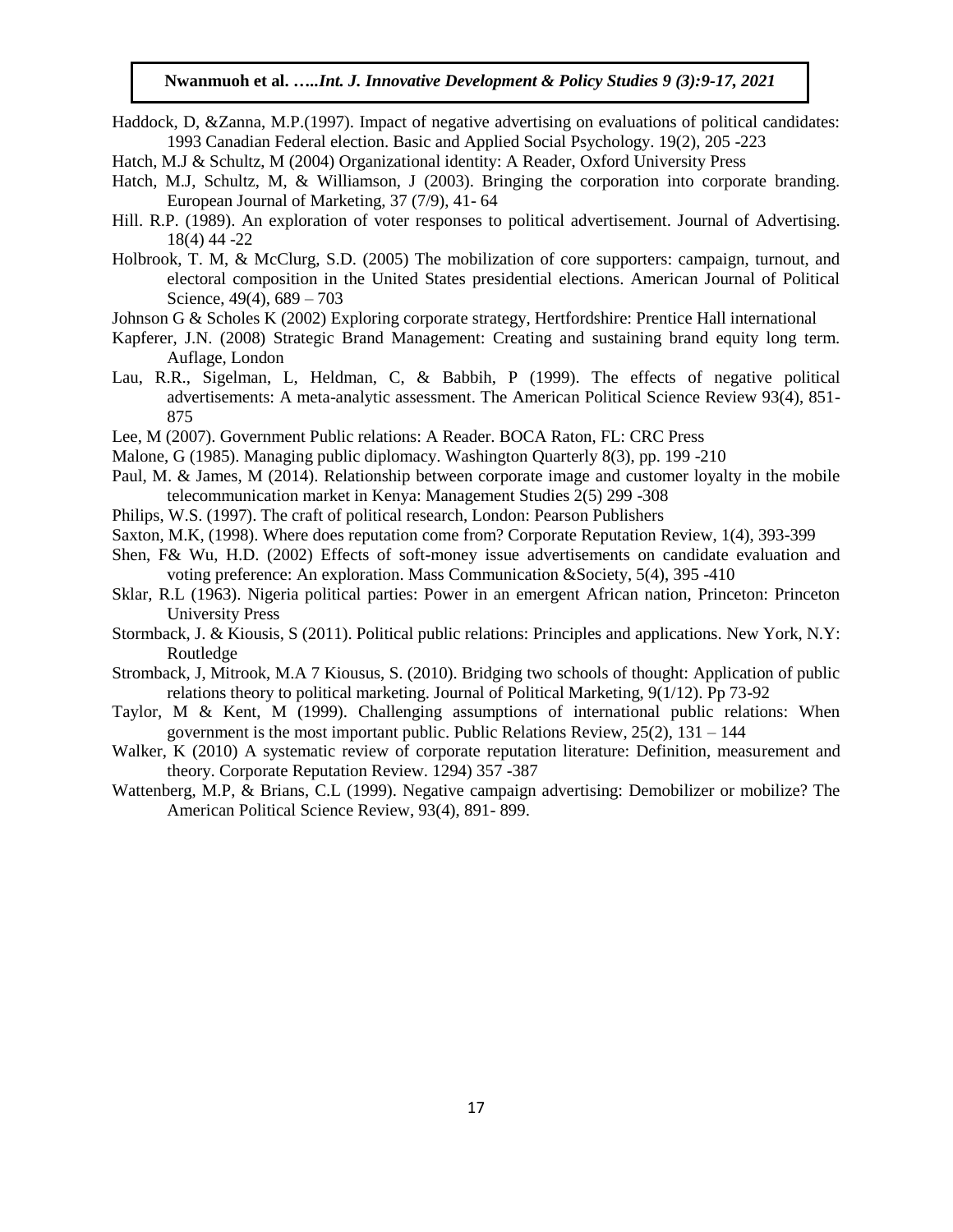Haddock, D, &Zanna, M.P.(1997). Impact of negative advertising on evaluations of political candidates: 1993 Canadian Federal election. Basic and Applied Social Psychology. 19(2), 205 -223

Hatch, M.J & Schultz, M (2004) Organizational identity: A Reader, Oxford University Press

Hatch, M.J, Schultz, M, & Williamson, J (2003). Bringing the corporation into corporate branding. European Journal of Marketing, 37 (7/9), 41- 64

Hill. R.P. (1989). An exploration of voter responses to political advertisement. Journal of Advertising. 18(4) 44 -22

Holbrook, T. M, & McClurg, S.D. (2005) The mobilization of core supporters: campaign, turnout, and electoral composition in the United States presidential elections. American Journal of Political Science, 49(4), 689 – 703

Johnson G & Scholes K (2002) Exploring corporate strategy, Hertfordshire: Prentice Hall international

Kapferer, J.N. (2008) Strategic Brand Management: Creating and sustaining brand equity long term. Auflage, London

Lau, R.R., Sigelman, L, Heldman, C, & Babbih, P (1999). The effects of negative political advertisements: A meta-analytic assessment. The American Political Science Review 93(4), 851-875

Lee, M (2007). Government Public relations: A Reader. BOCA Raton, FL: CRC Press

Malone, G (1985). Managing public diplomacy. Washington Quarterly 8(3), pp. 199 -210

Paul, M. & James, M (2014). Relationship between corporate image and customer loyalty in the mobile telecommunication market in Kenya: Management Studies 2(5) 299 -308

Philips, W.S. (1997). The craft of political research, London: Pearson Publishers

Saxton, M.K, (1998). Where does reputation come from? Corporate Reputation Review, 1(4), 393-399

Shen, F& Wu, H.D. (2002) Effects of soft-money issue advertisements on candidate evaluation and voting preference: An exploration. Mass Communication &Society, 5(4), 395 -410

Sklar, R.L (1963). Nigeria political parties: Power in an emergent African nation, Princeton: Princeton University Press

Stormback, J. & Kiousis, S (2011). Political public relations: Principles and applications. New York, N.Y: Routledge

Stromback, J, Mitrook, M.A 7 Kiousus, S. (2010). Bridging two schools of thought: Application of public relations theory to political marketing. Journal of Political Marketing, 9(1/12). Pp 73-92

Taylor, M & Kent, M (1999). Challenging assumptions of international public relations: When government is the most important public. Public Relations Review, 25(2), 131 – 144

Walker, K (2010) A systematic review of corporate reputation literature: Definition, measurement and theory. Corporate Reputation Review. 1294) 357 -387

Wattenberg, M.P, & Brians, C.L (1999). Negative campaign advertising: Demobilizer or mobilize? The American Political Science Review, 93(4), 891- 899.